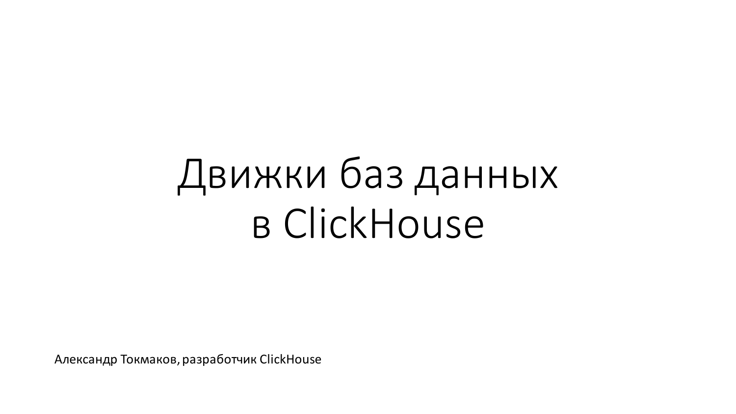# Движки баз данных в ClickHouse

Александр Токмаков, разработчик ClickHouse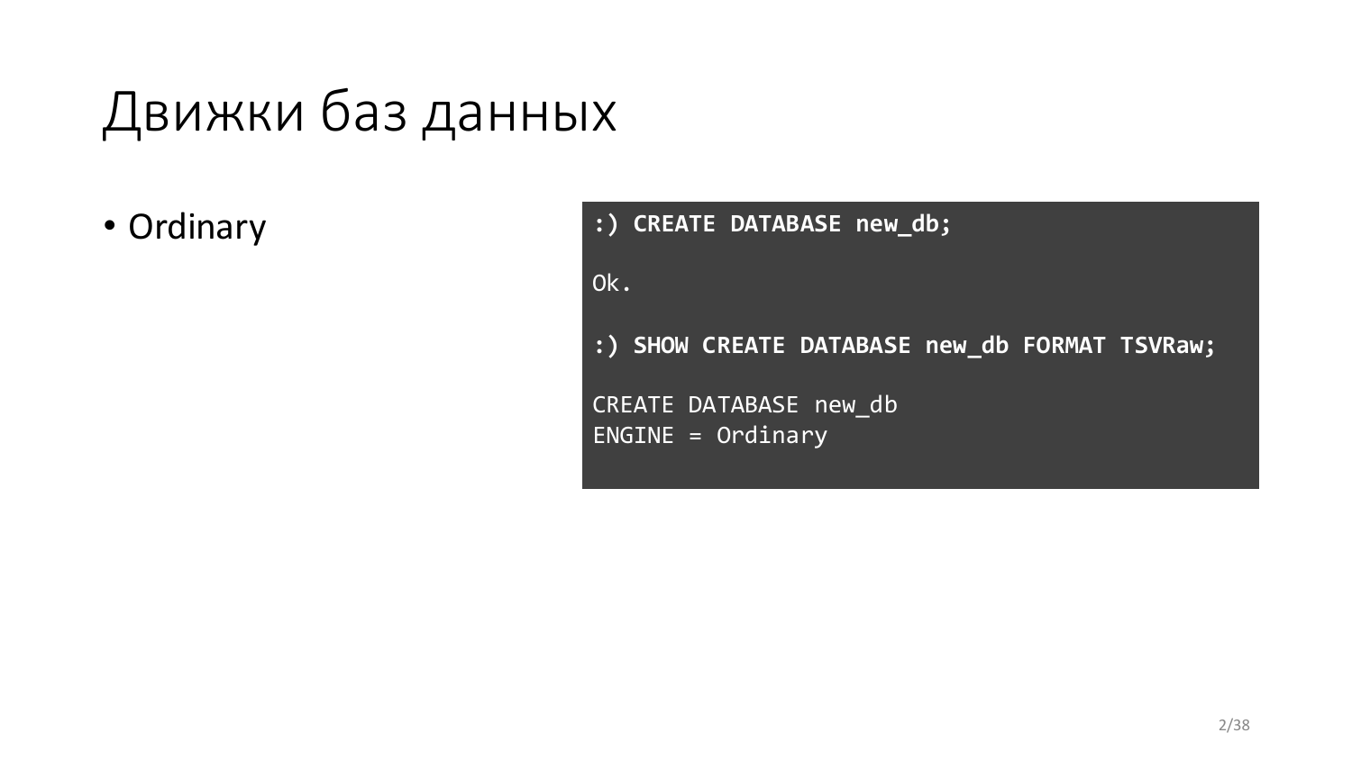# Движки баз данных

- Ordinary

```
:) CREATE DATABASE new_db;

Ok.

:) SHOW CREATE DATABASE new_db FORMAT TSVRaw;

CREATE DATABASE new_db
ENGINE = Ordinary
```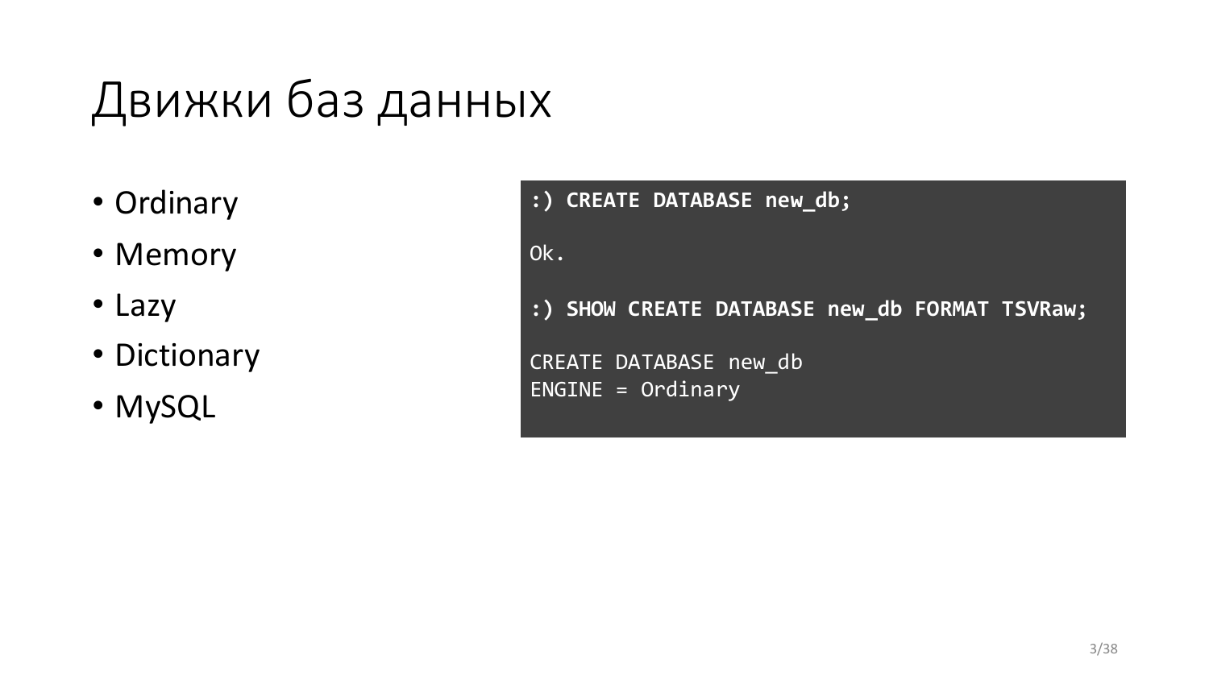# Движки баз данных

- Ordinary
- Memory
- Lazy
- Dictionary
- MySQL

```
:) CREATE DATABASE new_db;

Ok.

:) SHOW CREATE DATABASE new_db FORMAT TSVRaw;

CREATE DATABASE new_db
ENGINE = Ordinary
```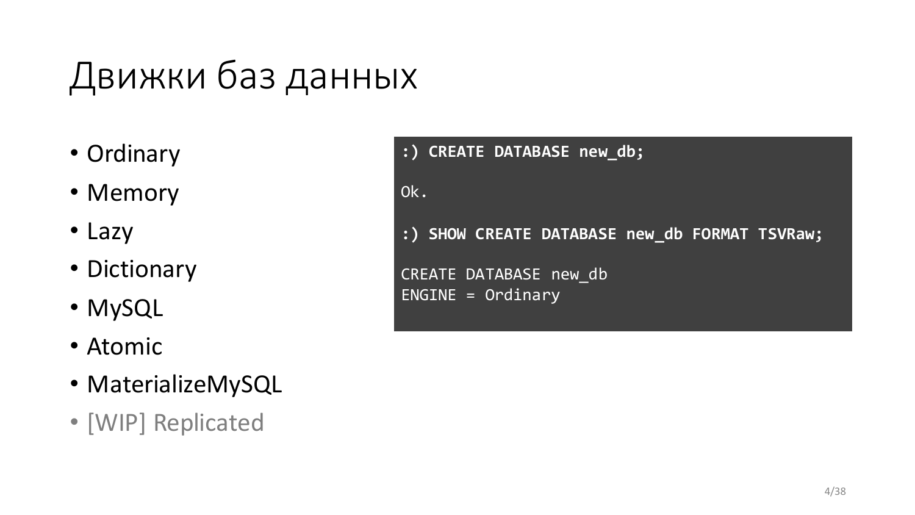# Движки баз данных

- Ordinary
- Memory
- Lazy
- Dictionary
- MySQL
- Atomic
- MaterializeMySQL
- [WIP] Replicated

```
:) CREATE DATABASE new_db;

Ok.

:) SHOW CREATE DATABASE new_db FORMAT TSVRaw;

CREATE DATABASE new_db
ENGINE = Ordinary
```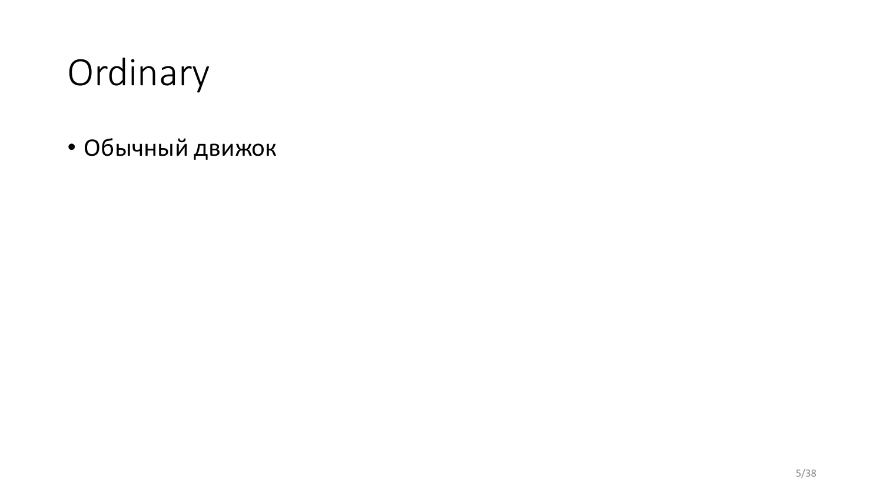# Ordinary

- Обычный движок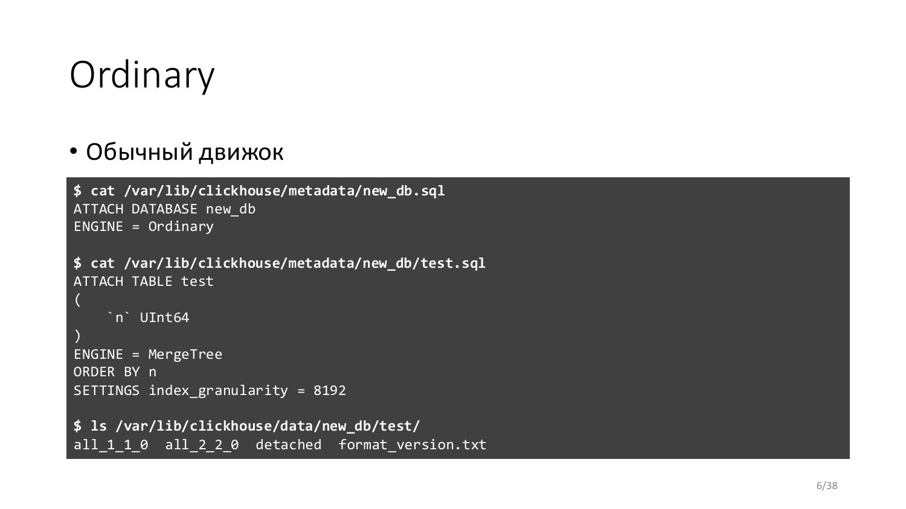# Ordinary

- Обычный движок

```
$ cat /var/lib/clickhouse/metadata/new_db.sql
ATTACH DATABASE new_db
ENGINE = Ordinary

$ cat /var/lib/clickhouse/metadata/new_db/test.sql
ATTACH TABLE test
(
    `n` UInt64
)
ENGINE = MergeTree
ORDER BY n
SETTINGS index_granularity = 8192

$ ls /var/lib/clickhouse/data/new_db/test/
all_1_1_0  all_2_2_0  detached  format_version.txt
```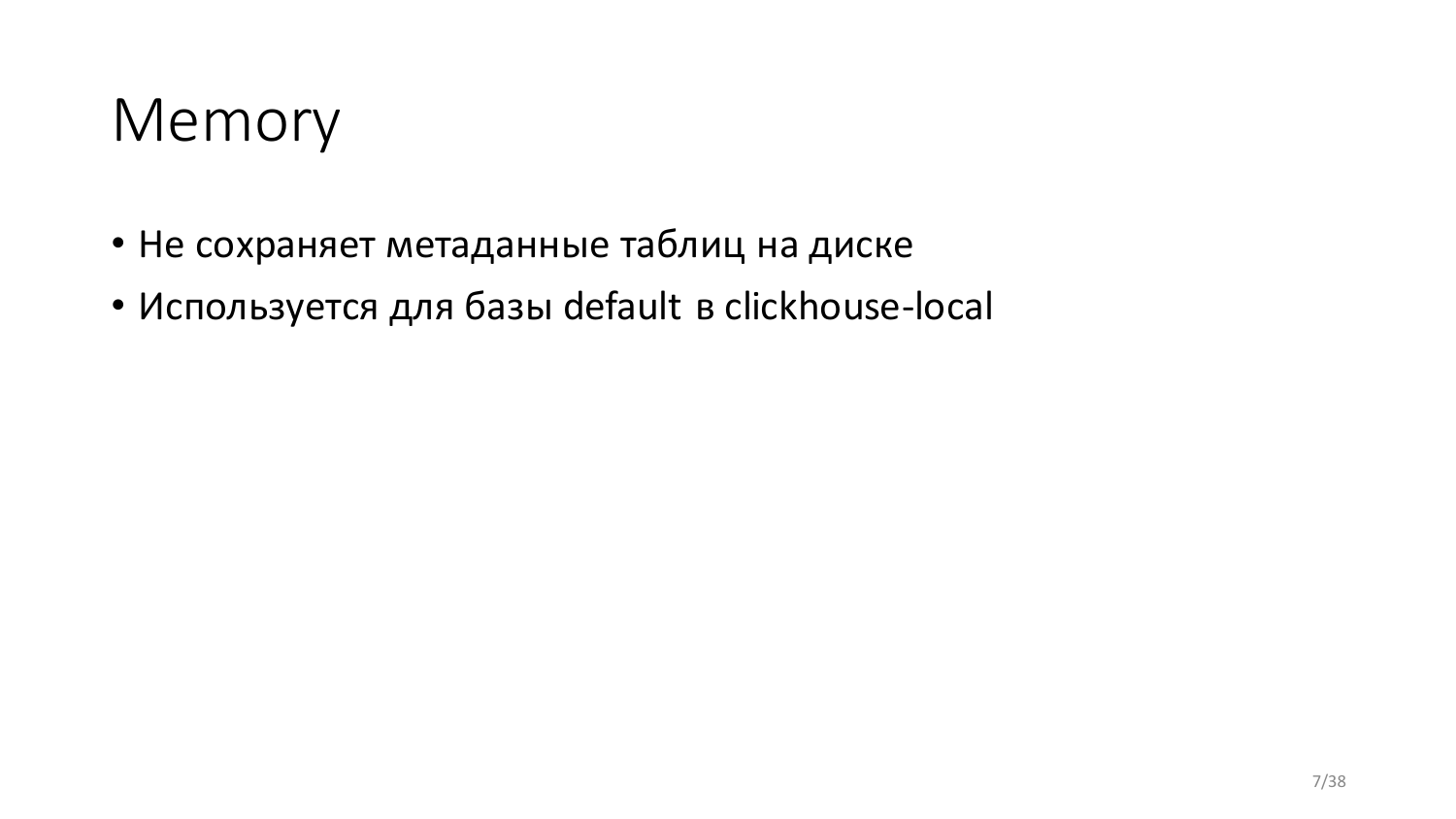# Memory

- Не сохраняет метаданные таблиц на диске
- Используется для базы default в clickhouse-local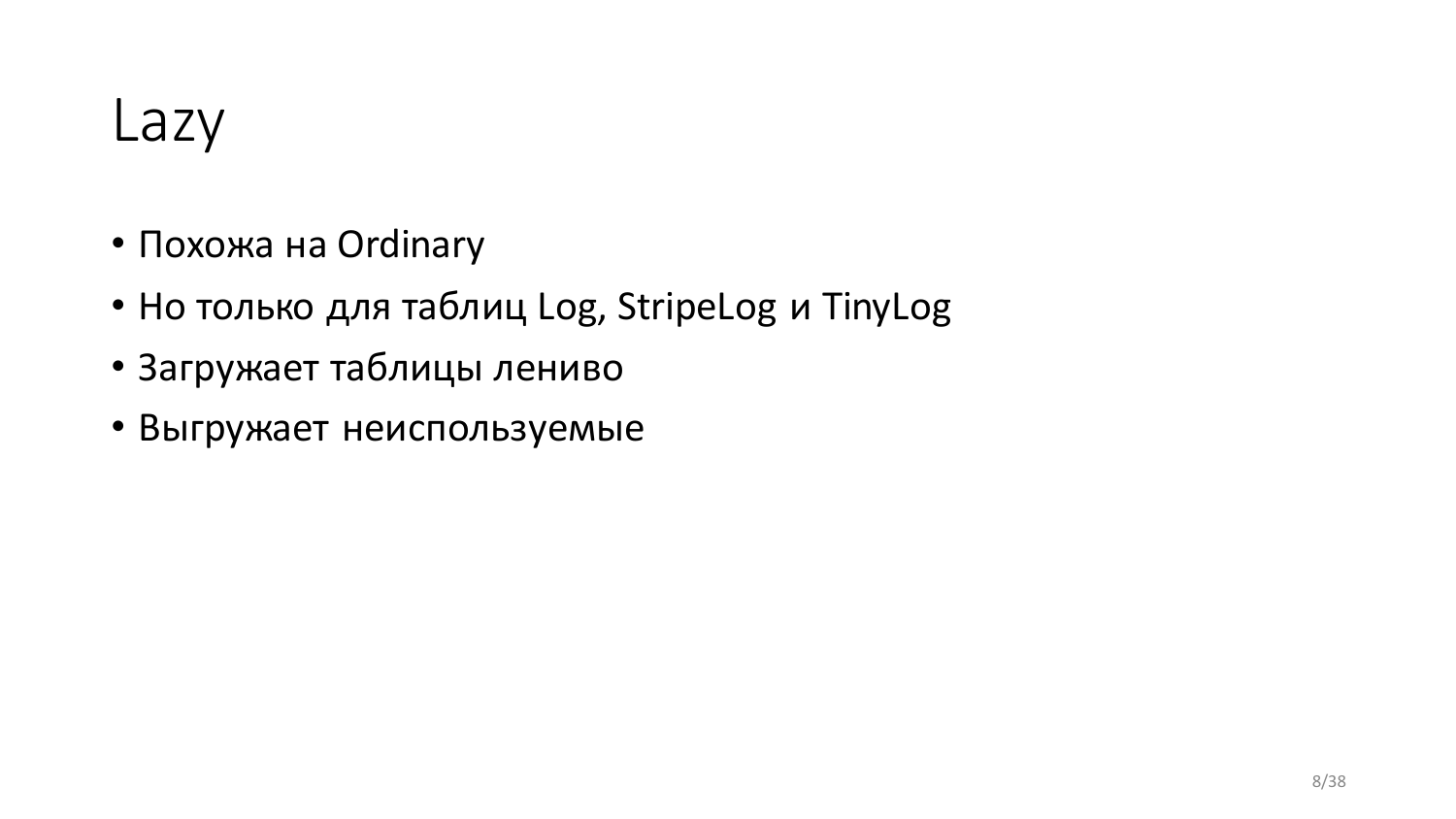# Lazy

- Похожа на Ordinary
- Но только для таблиц Log, StripeLog и TinyLog
- Загружает таблицы лениво
- Выгружает неиспользуемые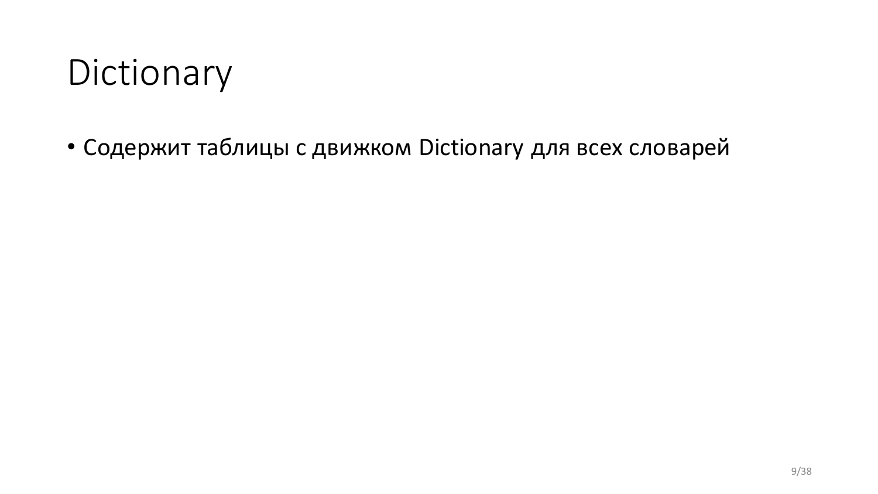# Dictionary

- Содержит таблицы с движком Dictionary для всех словарей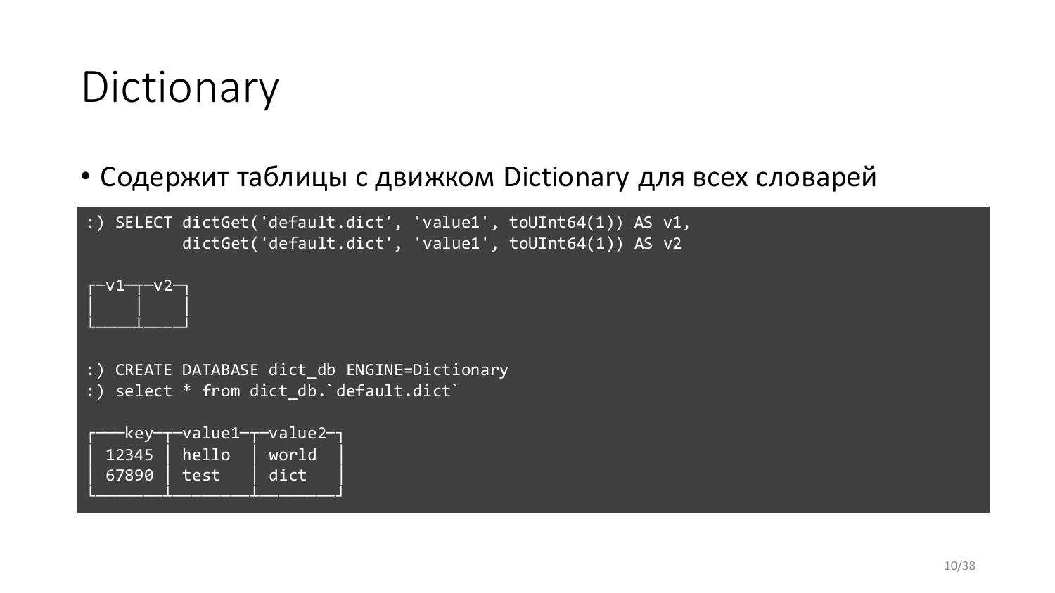# Dictionary

- Содержит таблицы с движком Dictionary для всех словарей

```
:) SELECT dictGet('default.dict', 'value1', toUInt64(1)) AS v1,
          dictGet('default.dict', 'value1', toUInt64(1)) AS v2

┌─v1─┬─v2─┐
│    │    │
└────┴────┘

:) CREATE DATABASE dict_db ENGINE=Dictionary
:) select * from dict_db.`default.dict`

┌───key─┬─value1─┬─value2─┐
│ 12345 │ hello  │ world  │
│ 67890 │ test   │ dict   │
└───────┴────────┴────────┘
```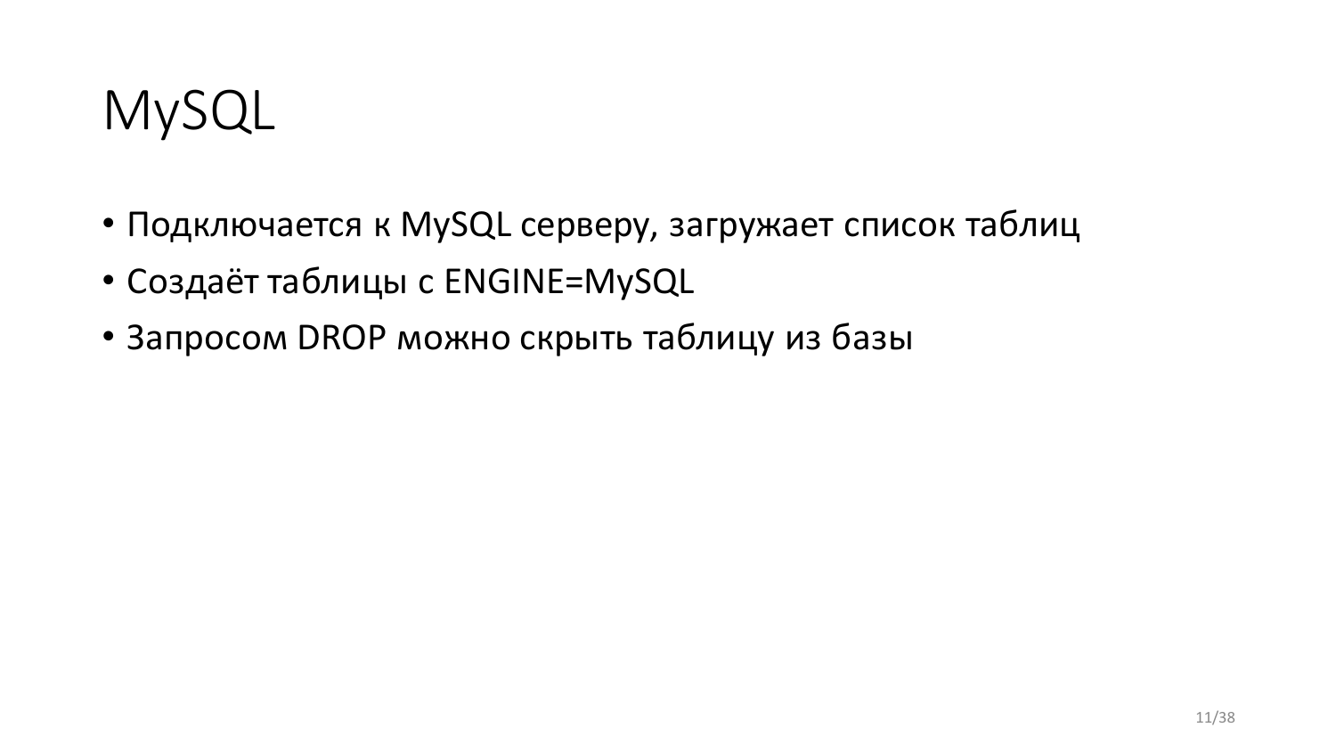# MySQL

- Подключается к MySQL серверу, загружает список таблиц
- Создаёт таблицы с ENGINE=MySQL
- Запросом DROP можно скрыть таблицу из базы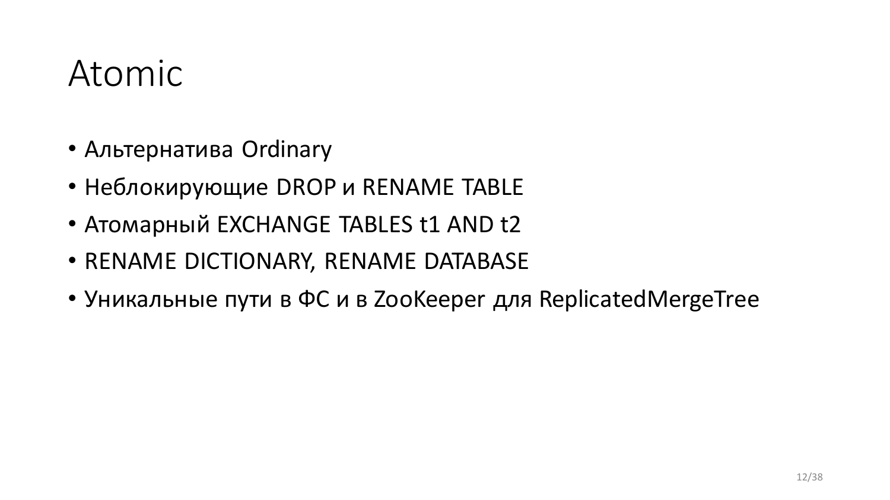# Atomic

- Альтернатива Ordinary
- Неблокирующие DROP и RENAME TABLE
- Атомарный EXCHANGE TABLES t1 AND t2
- RENAME DICTIONARY, RENAME DATABASE
- Уникальные пути в ФС и в ZooKeeper для ReplicatedMergeTree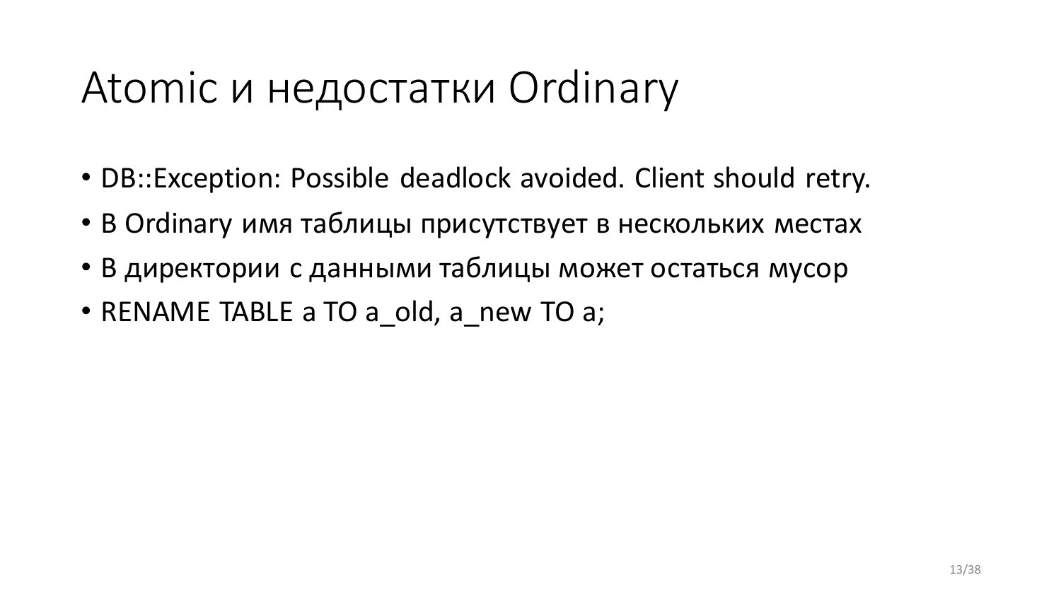# Atomic и недостатки Ordinary

- DB::Exception: Possible deadlock avoided. Client should retry.
- В Ordinary имя таблицы присутствует в нескольких местах
- В директории с данными таблицы может остаться мусор
- RENAME TABLE a TO a_old, a_new TO a;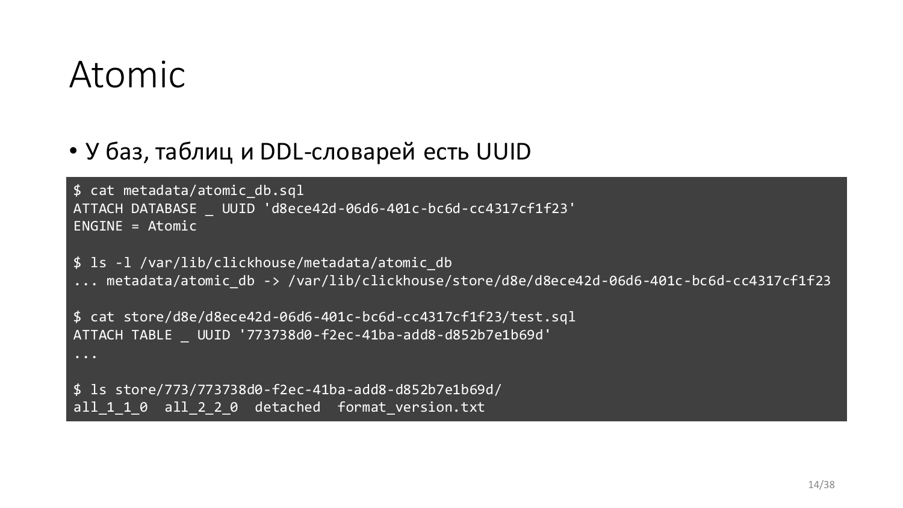# Atomic

- У баз, таблиц и DDL-словарей есть UUID

```
$ cat metadata/atomic_db.sql
ATTACH DATABASE _ UUID 'd8ece42d-06d6-401c-bc6d-cc4317cf1f23'
ENGINE = Atomic

$ ls -l /var/lib/clickhouse/metadata/atomic_db
... metadata/atomic_db -> /var/lib/clickhouse/store/d8e/d8ece42d-06d6-401c-bc6d-cc4317cf1f23

$ cat store/d8e/d8ece42d-06d6-401c-bc6d-cc4317cf1f23/test.sql
ATTACH TABLE _ UUID '773738d0-f2ec-41ba-add8-d852b7e1b69d'
...

$ ls store/773/773738d0-f2ec-41ba-add8-d852b7e1b69d/
all_1_1_0  all_2_2_0  detached  format_version.txt
```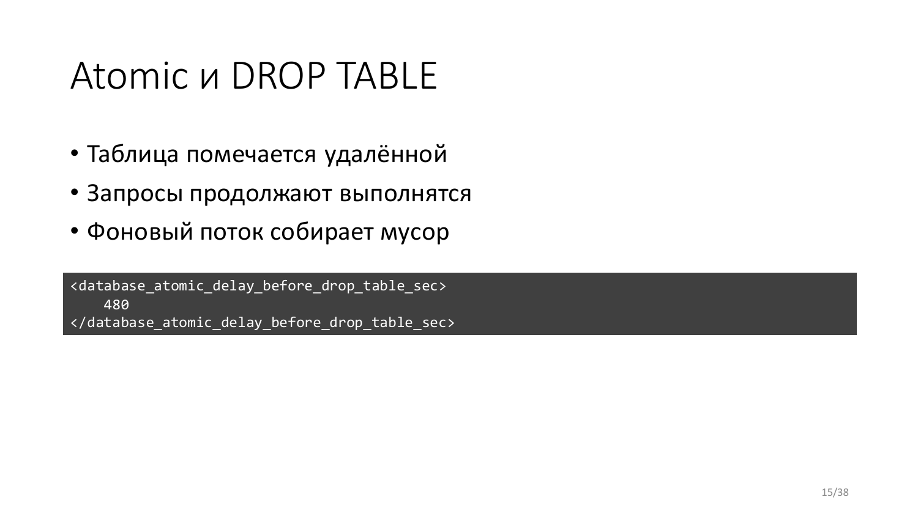# Atomic и DROP TABLE

- Таблица помечается удалённой
- Запросы продолжают выполнятся
- Фоновый поток собирает мусор

```
<database_atomic_delay_before_drop_table_sec>
    480
</database_atomic_delay_before_drop_table_sec>
```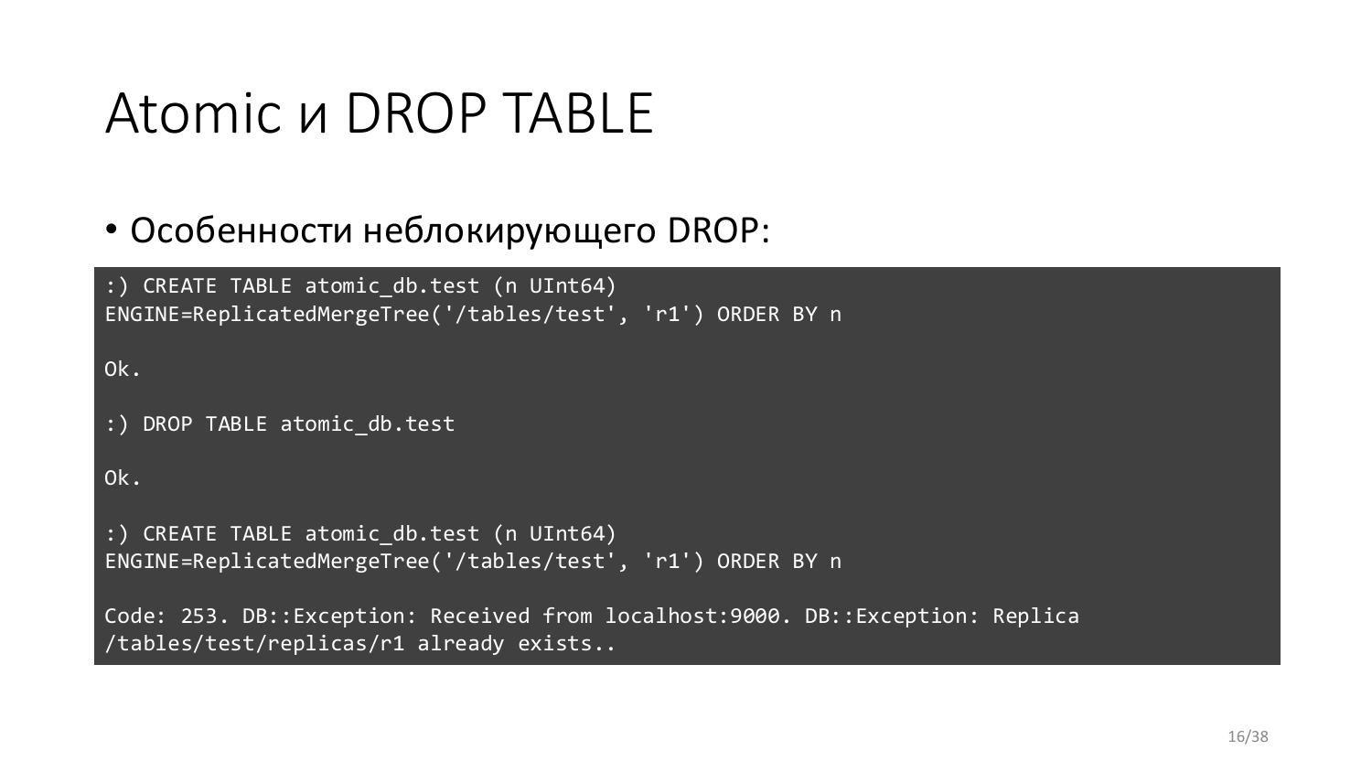# Atomic и DROP TABLE

- Особенности неблокирующего DROP:

```
:) CREATE TABLE atomic_db.test (n UInt64)
ENGINE=ReplicatedMergeTree('/tables/test', 'r1') ORDER BY n

Ok.

:) DROP TABLE atomic_db.test

Ok.

:) CREATE TABLE atomic_db.test (n UInt64)
ENGINE=ReplicatedMergeTree('/tables/test', 'r1') ORDER BY n

Code: 253. DB::Exception: Received from localhost:9000. DB::Exception: Replica
/tables/test/replicas/r1 already exists..
```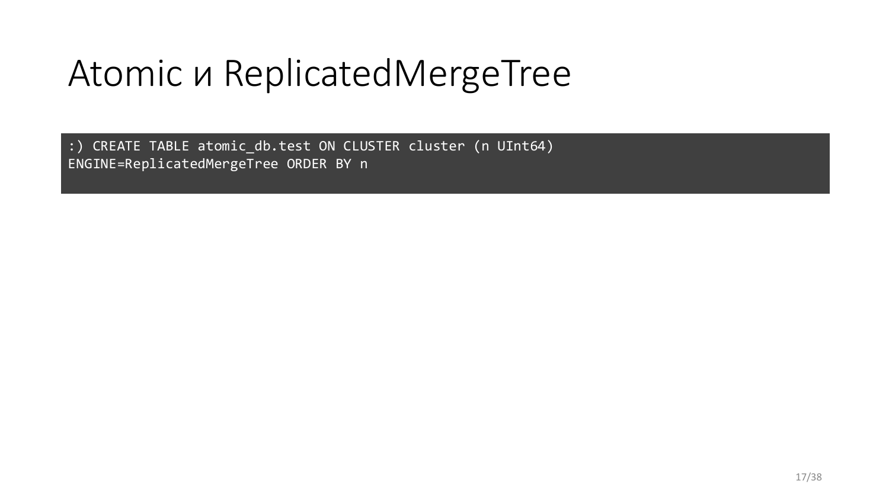# Atomic и ReplicatedMergeTree

```
:) CREATE TABLE atomic_db.test ON CLUSTER cluster (n UInt64)
ENGINE=ReplicatedMergeTree ORDER BY n
```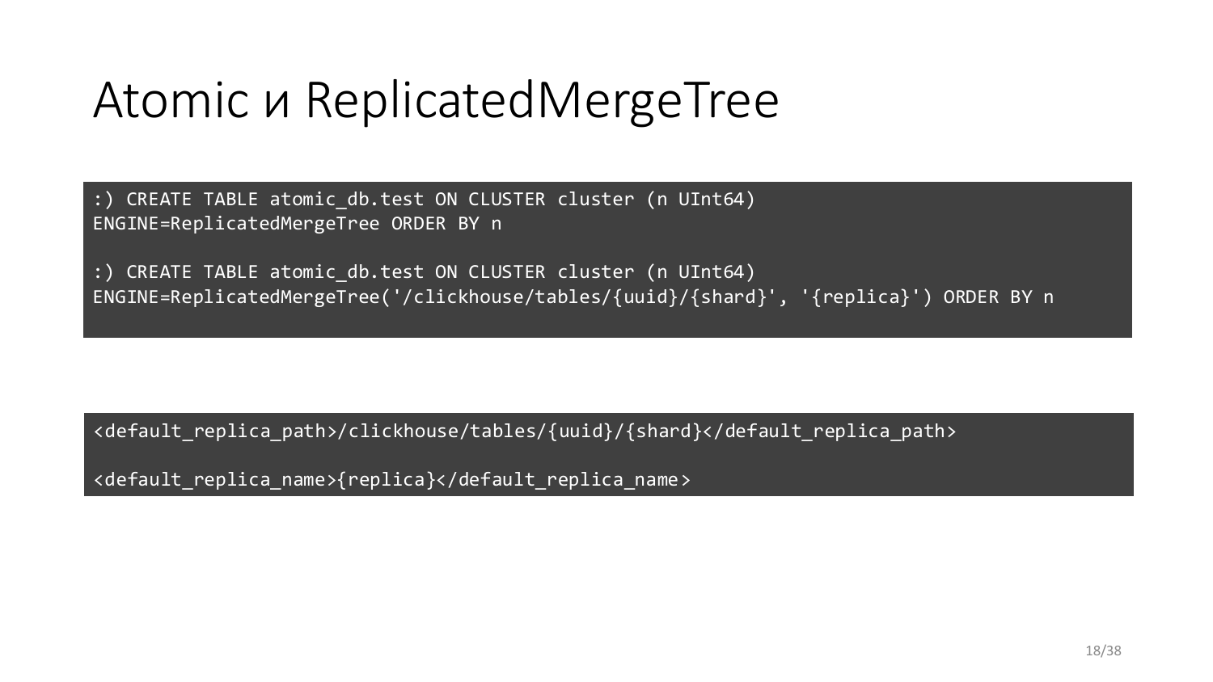# Atomic и ReplicatedMergeTree

```
:) CREATE TABLE atomic_db.test ON CLUSTER cluster (n UInt64)
ENGINE=ReplicatedMergeTree ORDER BY n

:) CREATE TABLE atomic_db.test ON CLUSTER cluster (n UInt64)
ENGINE=ReplicatedMergeTree('/clickhouse/tables/{uuid}/{shard}', '{replica}') ORDER BY n
```

```
<default_replica_path>/clickhouse/tables/{uuid}/{shard}</default_replica_path>

<default_replica_name>{replica}</default_replica_name>
```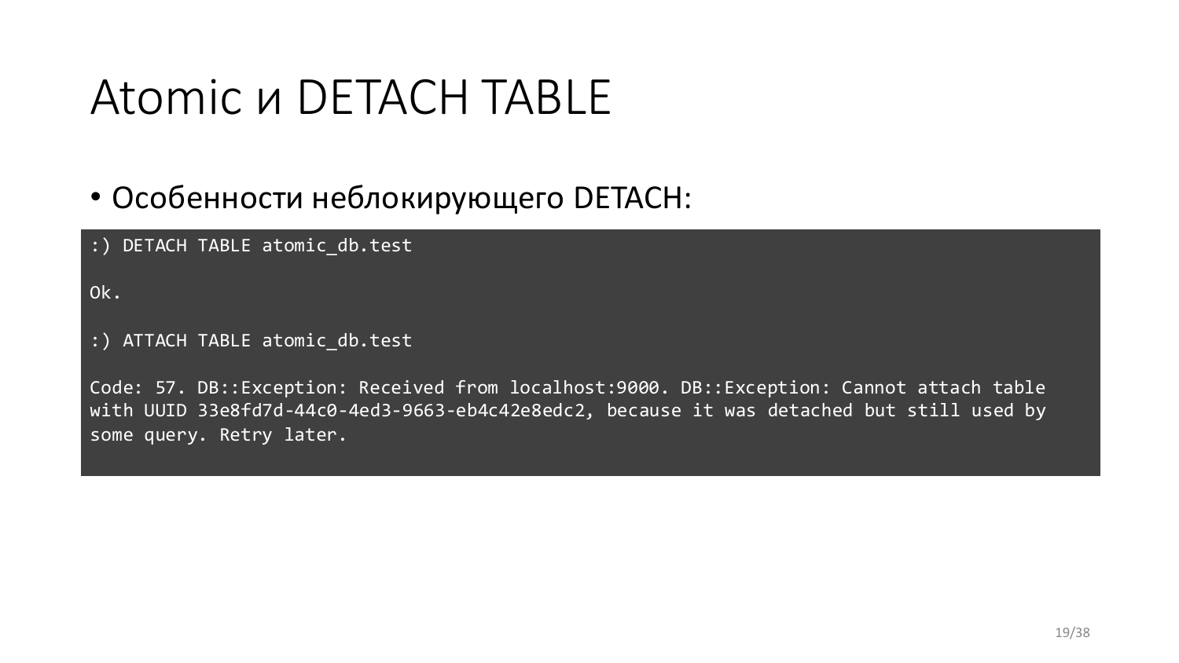# Atomic и DETACH TABLE

- Особенности неблокирующего DETACH:

```
:) DETACH TABLE atomic_db.test

Ok.

:) ATTACH TABLE atomic_db.test

Code: 57. DB::Exception: Received from localhost:9000. DB::Exception: Cannot attach table
with UUID 33e8fd7d-44c0-4ed3-9663-eb4c42e8edc2, because it was detached but still used by
some query. Retry later.
```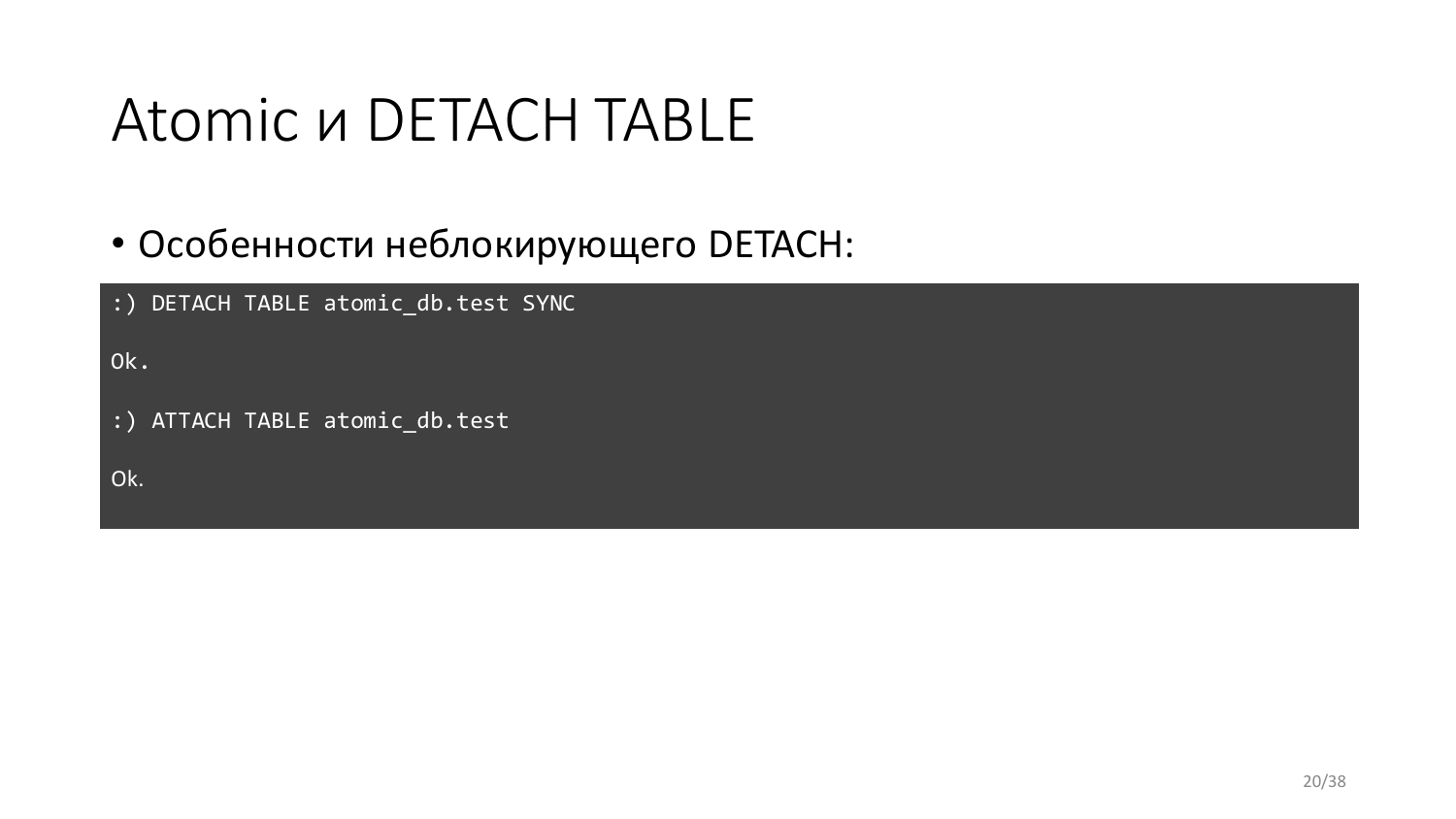# Atomic и DETACH TABLE

- Особенности неблокирующего DETACH:

```
:) DETACH TABLE atomic_db.test SYNC

Ok.

:) ATTACH TABLE atomic_db.test

Ok.
```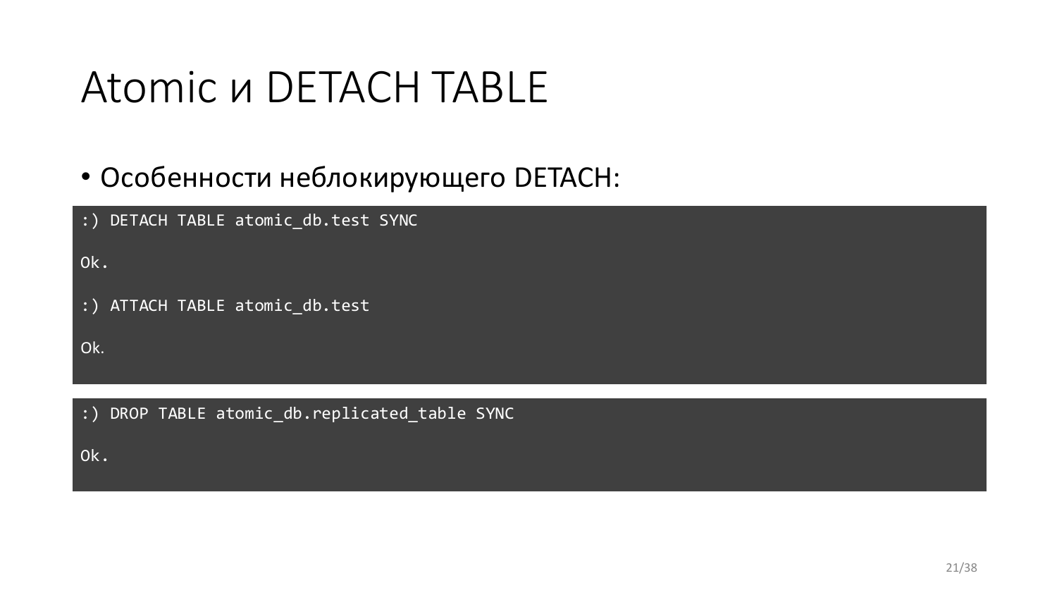# Atomic и DETACH TABLE

- Особенности неблокирующего DETACH:

```
:) DETACH TABLE atomic_db.test SYNC

Ok.

:) ATTACH TABLE atomic_db.test

Ok.
```

```
:) DROP TABLE atomic_db.replicated_table SYNC

Ok.
```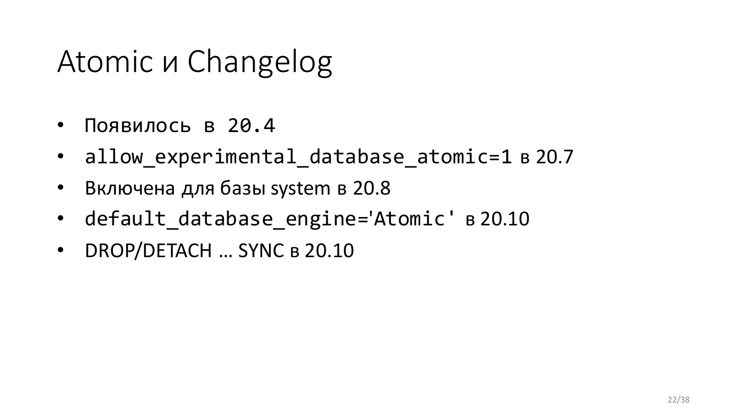# Atomic и Changelog

- Появилось в 20.4
- `allow_experimental_database_atomic=1` в 20.7
- Включена для базы system в 20.8
- `default_database_engine='Atomic'` в 20.10
- DROP/DETACH … SYNC в 20.10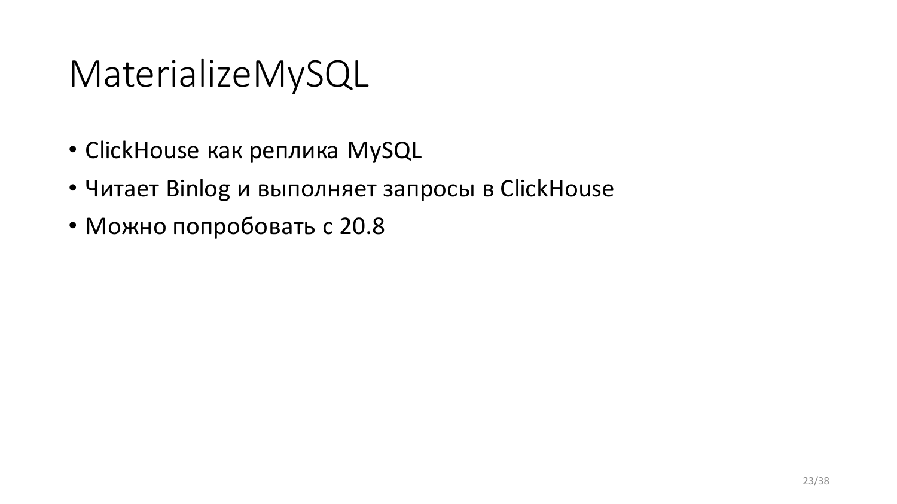# MaterializeMySQL

- ClickHouse как реплика MySQL
- Читает Binlog и выполняет запросы в ClickHouse
- Можно попробовать с 20.8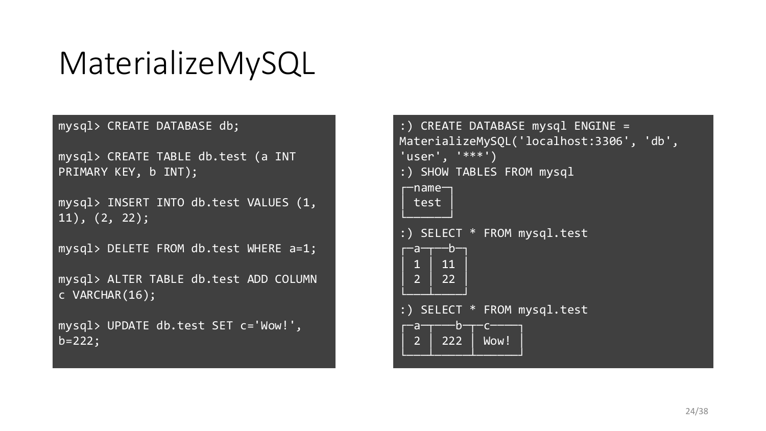# MaterializeMySQL

```
mysql> CREATE DATABASE db;

mysql> CREATE TABLE db.test (a INT
PRIMARY KEY, b INT);

mysql> INSERT INTO db.test VALUES (1,
11), (2, 22);

mysql> DELETE FROM db.test WHERE a=1;

mysql> ALTER TABLE db.test ADD COLUMN
c VARCHAR(16);

mysql> UPDATE db.test SET c='Wow!',
b=222;
```

```
:) CREATE DATABASE mysql ENGINE =
MaterializeMySQL('localhost:3306', 'db',
'user', '***')
:) SHOW TABLES FROM mysql
┌─name─┐
│ test │
└──────┘
:) SELECT * FROM mysql.test
┌─a─┬──b─┐
│ 1 │ 11 │
│ 2 │ 22 │
└───┴────┘
:) SELECT * FROM mysql.test
┌─a─┬───b─┬─c────┐
│ 2 │ 222 │ Wow! │
└───┴─────┴──────┘
```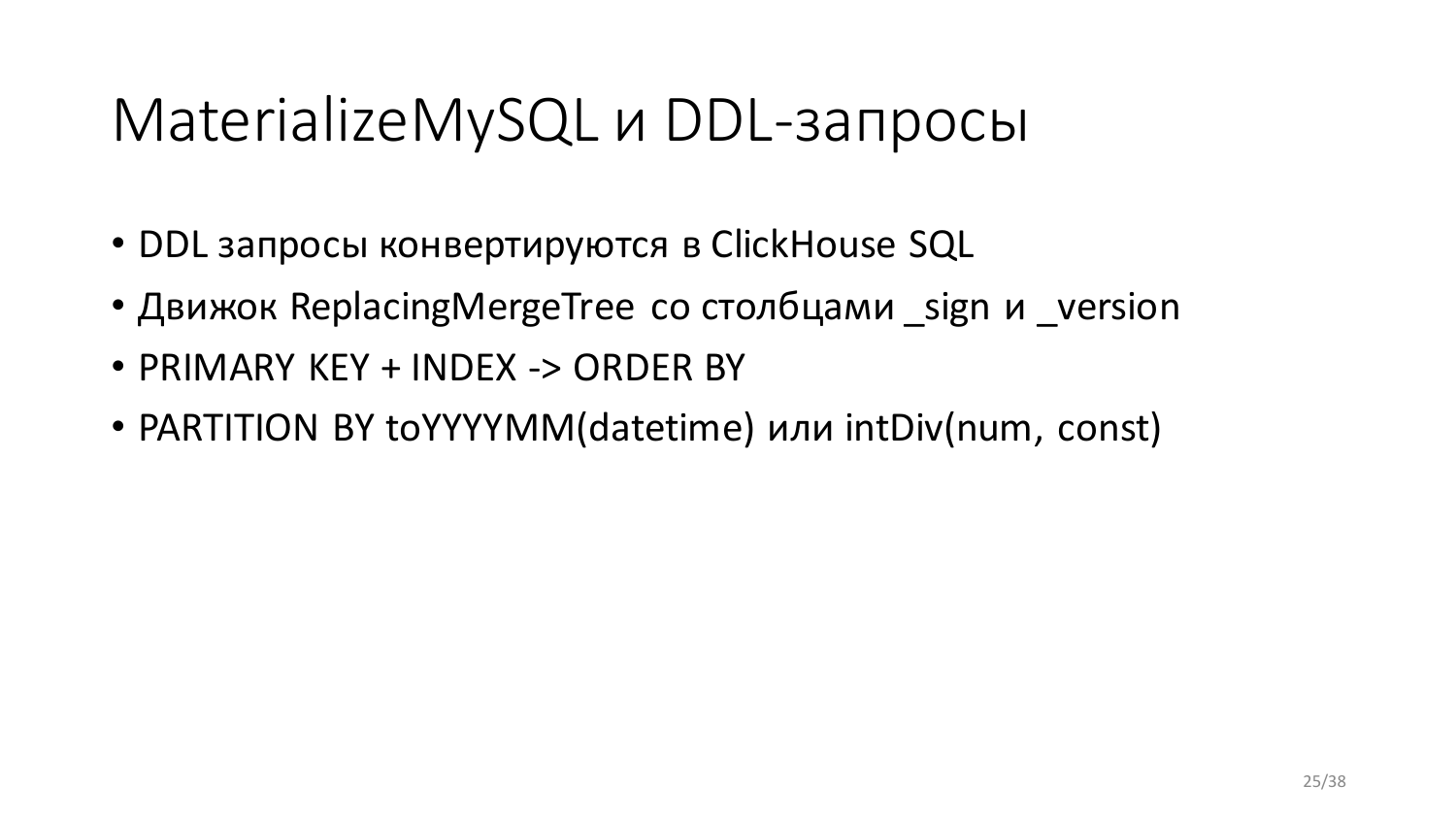# MaterializeMySQL и DDL-запросы

- DDL запросы конвертируются в ClickHouse SQL
- Движок ReplacingMergeTree со столбцами _sign и _version
- PRIMARY KEY + INDEX -> ORDER BY
- PARTITION BY toYYYYMM(datetime) или intDiv(num, const)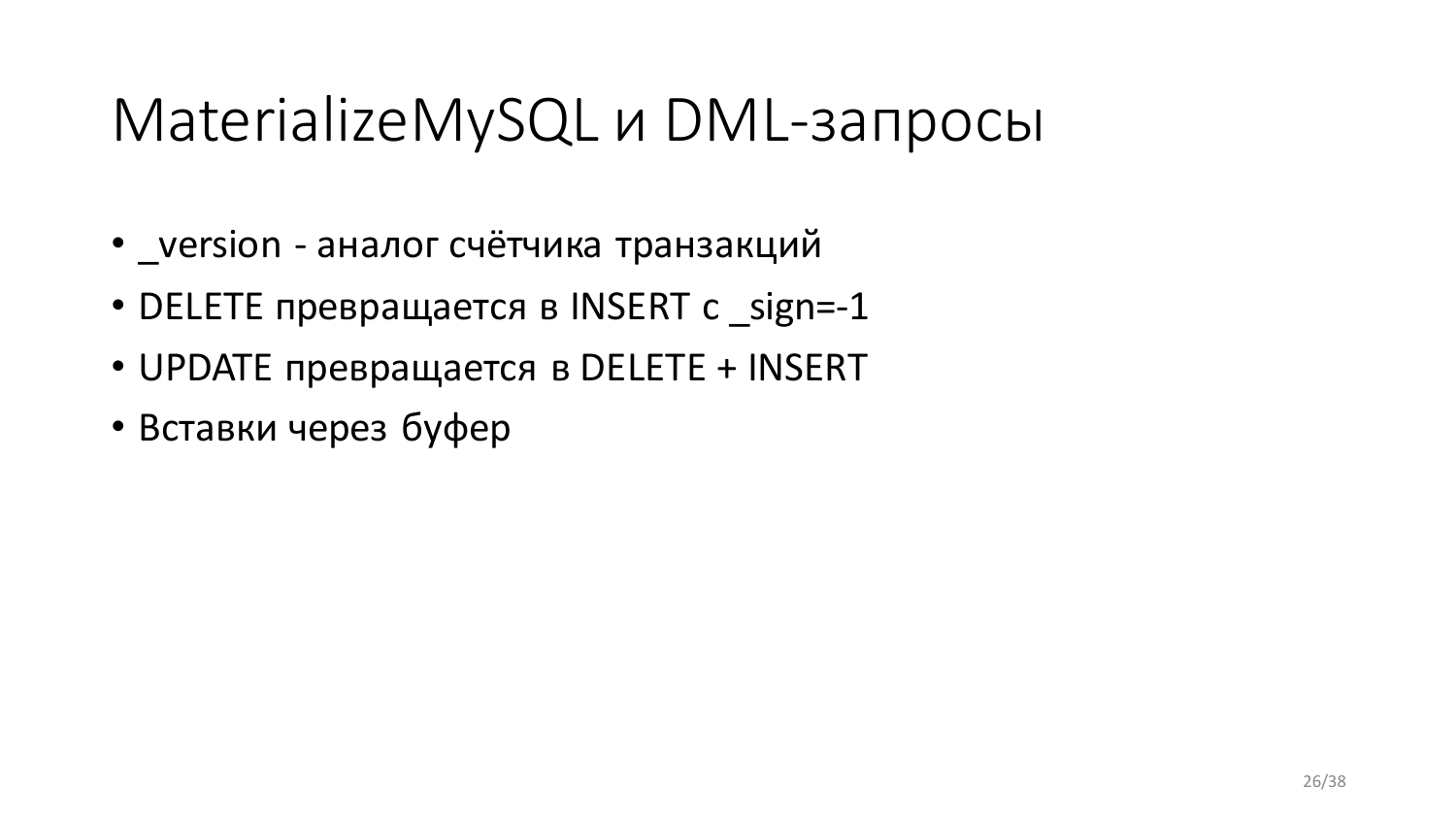# MaterializeMySQL и DML-запросы

- _version - аналог счётчика транзакций
- DELETE превращается в INSERT с _sign=-1
- UPDATE превращается в DELETE + INSERT
- Вставки через буфер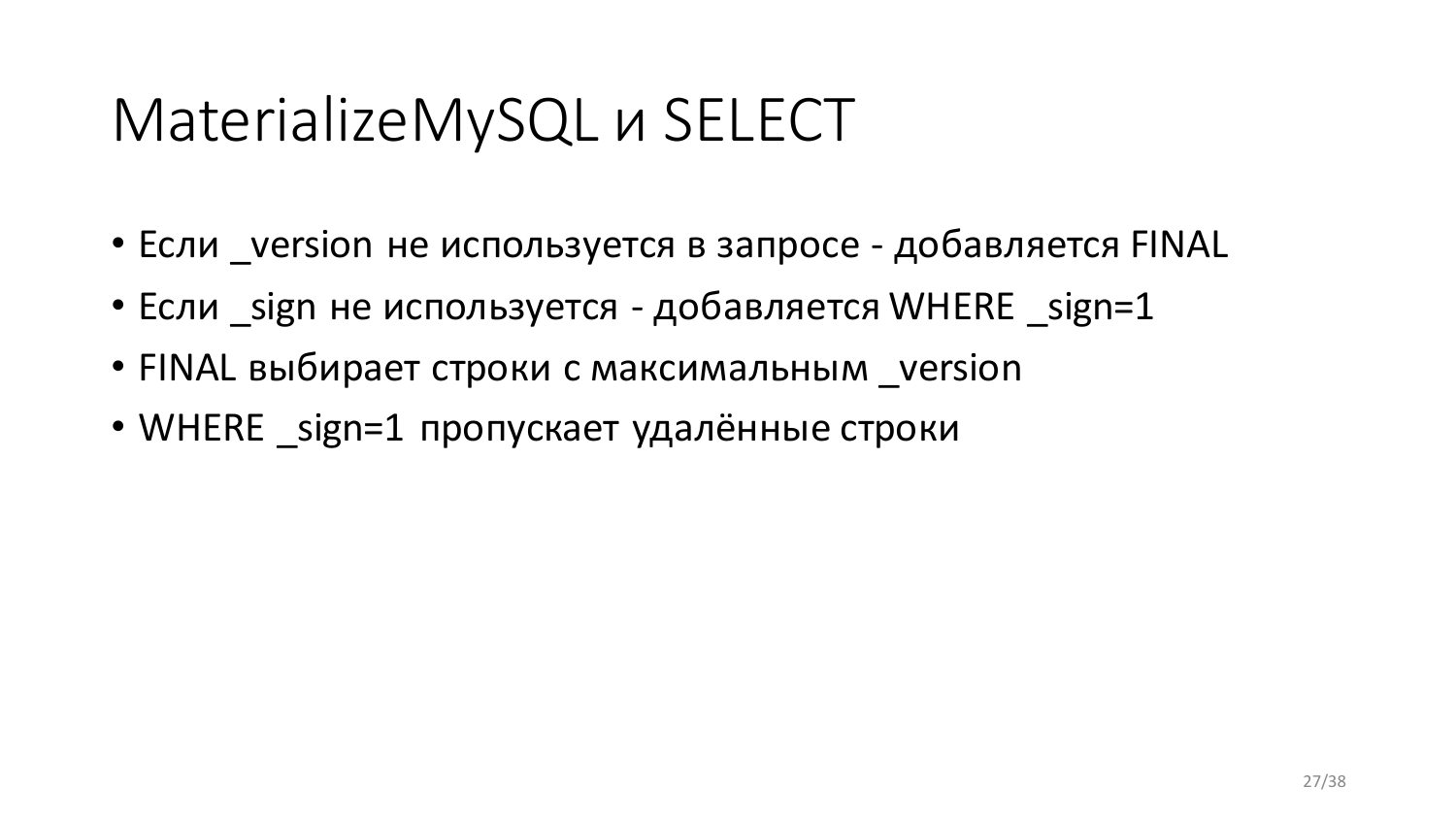# MaterializeMySQL и SELECT

- Если _version не используется в запросе - добавляется FINAL
- Если _sign не используется - добавляется WHERE _sign=1
- FINAL выбирает строки с максимальным _version
- WHERE _sign=1 пропускает удалённые строки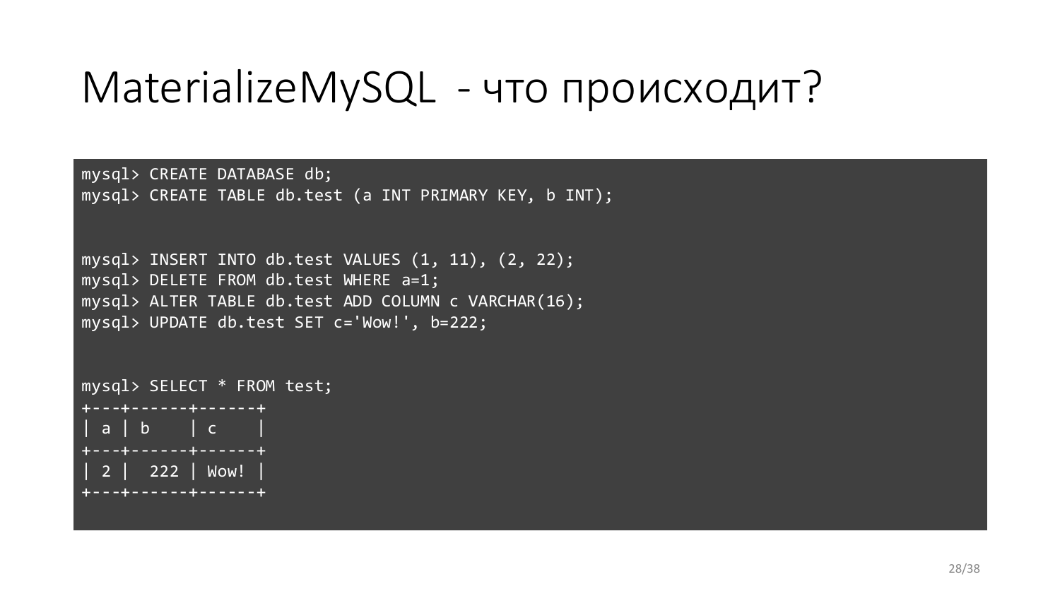# MaterializeMySQL - что происходит?

```
mysql> CREATE DATABASE db;
mysql> CREATE TABLE db.test (a INT PRIMARY KEY, b INT);


mysql> INSERT INTO db.test VALUES (1, 11), (2, 22);
mysql> DELETE FROM db.test WHERE a=1;
mysql> ALTER TABLE db.test ADD COLUMN c VARCHAR(16);
mysql> UPDATE db.test SET c='Wow!', b=222;


mysql> SELECT * FROM test;
+---+------+------+
| a | b    | c    |
+---+------+------+
| 2 |  222 | Wow! |
+---+------+------+
```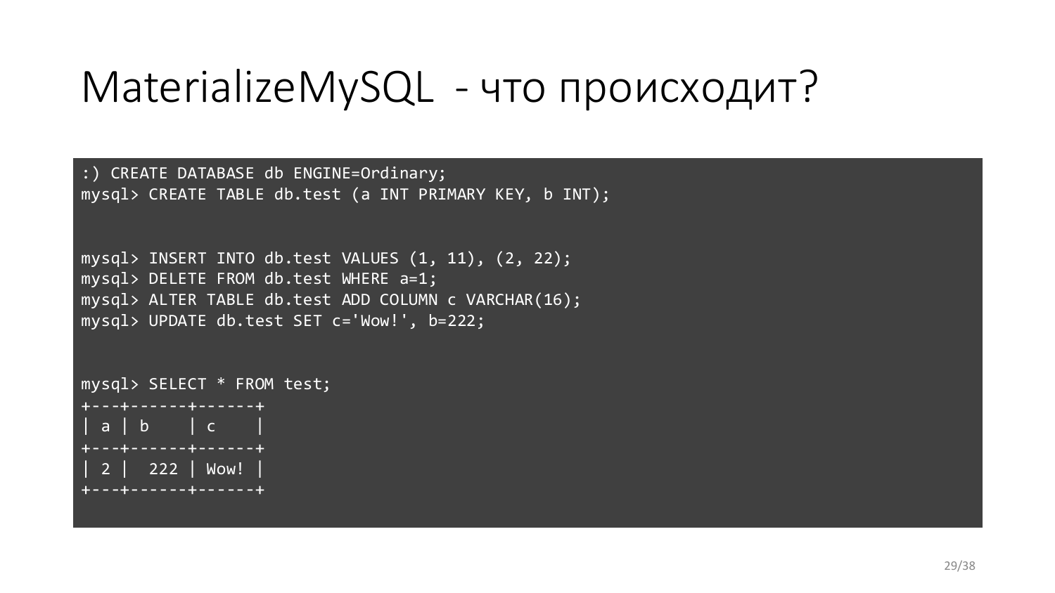# MaterializeMySQL - что происходит?

```
:) CREATE DATABASE db ENGINE=Ordinary;
mysql> CREATE TABLE db.test (a INT PRIMARY KEY, b INT);


mysql> INSERT INTO db.test VALUES (1, 11), (2, 22);
mysql> DELETE FROM db.test WHERE a=1;
mysql> ALTER TABLE db.test ADD COLUMN c VARCHAR(16);
mysql> UPDATE db.test SET c='Wow!', b=222;


mysql> SELECT * FROM test;
+---+------+------+
| a | b    | c    |
+---+------+------+
| 2 |  222 | Wow! |
+---+------+------+
```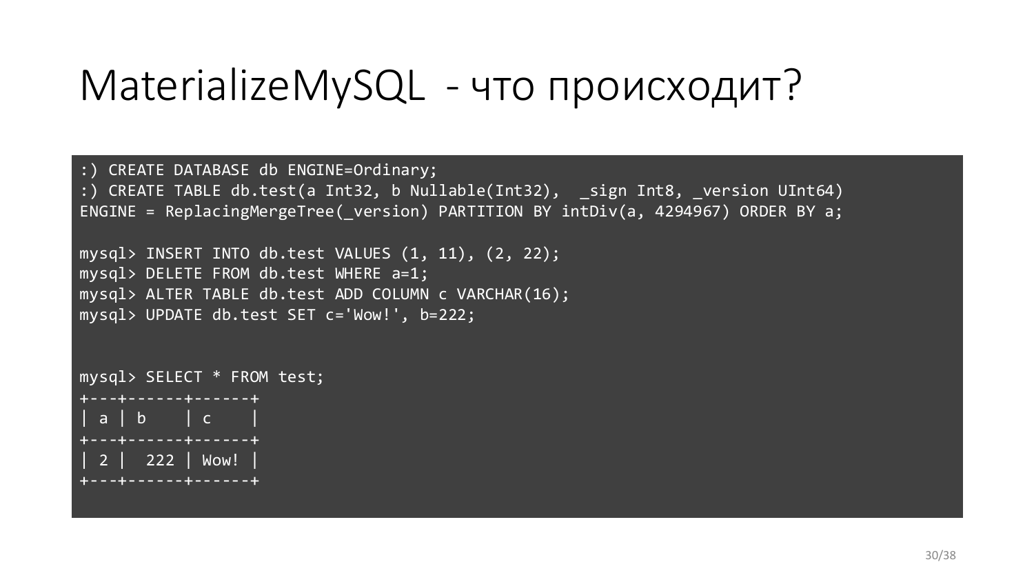# MaterializeMySQL - что происходит?

```
:) CREATE DATABASE db ENGINE=Ordinary;
:) CREATE TABLE db.test(a Int32, b Nullable(Int32),  _sign Int8, _version UInt64)
ENGINE = ReplacingMergeTree(_version) PARTITION BY intDiv(a, 4294967) ORDER BY a;

mysql> INSERT INTO db.test VALUES (1, 11), (2, 22);
mysql> DELETE FROM db.test WHERE a=1;
mysql> ALTER TABLE db.test ADD COLUMN c VARCHAR(16);
mysql> UPDATE db.test SET c='Wow!', b=222;


mysql> SELECT * FROM test;
+---+------+------+
| a | b    | c    |
+---+------+------+
| 2 |  222 | Wow! |
+---+------+------+
```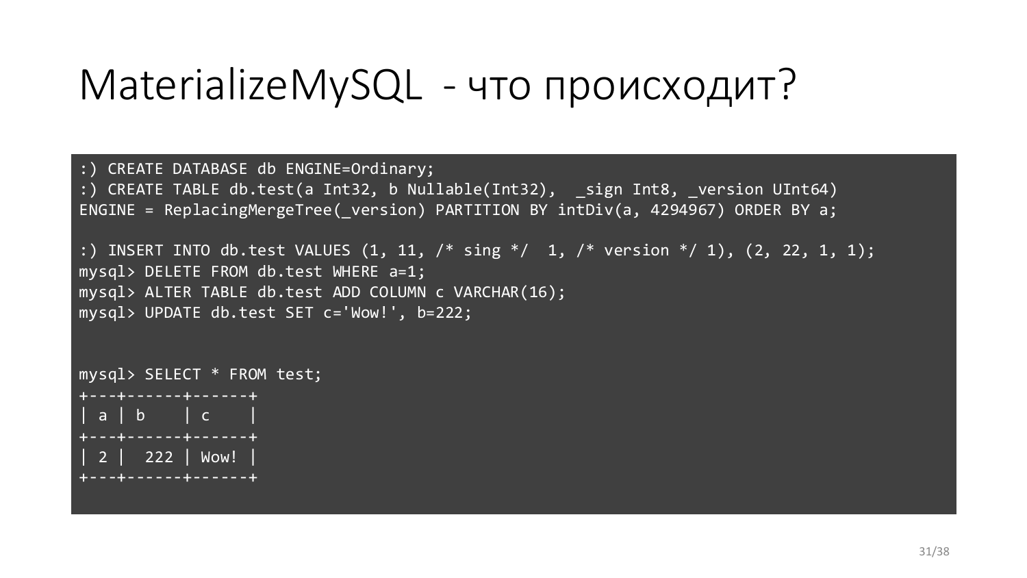# MaterializeMySQL - что происходит?

```
:) CREATE DATABASE db ENGINE=Ordinary;
:) CREATE TABLE db.test(a Int32, b Nullable(Int32),  _sign Int8, _version UInt64)
ENGINE = ReplacingMergeTree(_version) PARTITION BY intDiv(a, 4294967) ORDER BY a;

:) INSERT INTO db.test VALUES (1, 11, /* sing */  1, /* version */ 1), (2, 22, 1, 1);
mysql> DELETE FROM db.test WHERE a=1;
mysql> ALTER TABLE db.test ADD COLUMN c VARCHAR(16);
mysql> UPDATE db.test SET c='Wow!', b=222;


mysql> SELECT * FROM test;
+---+------+------+
| a | b    | c    |
+---+------+------+
| 2 |  222 | Wow! |
+---+------+------+
```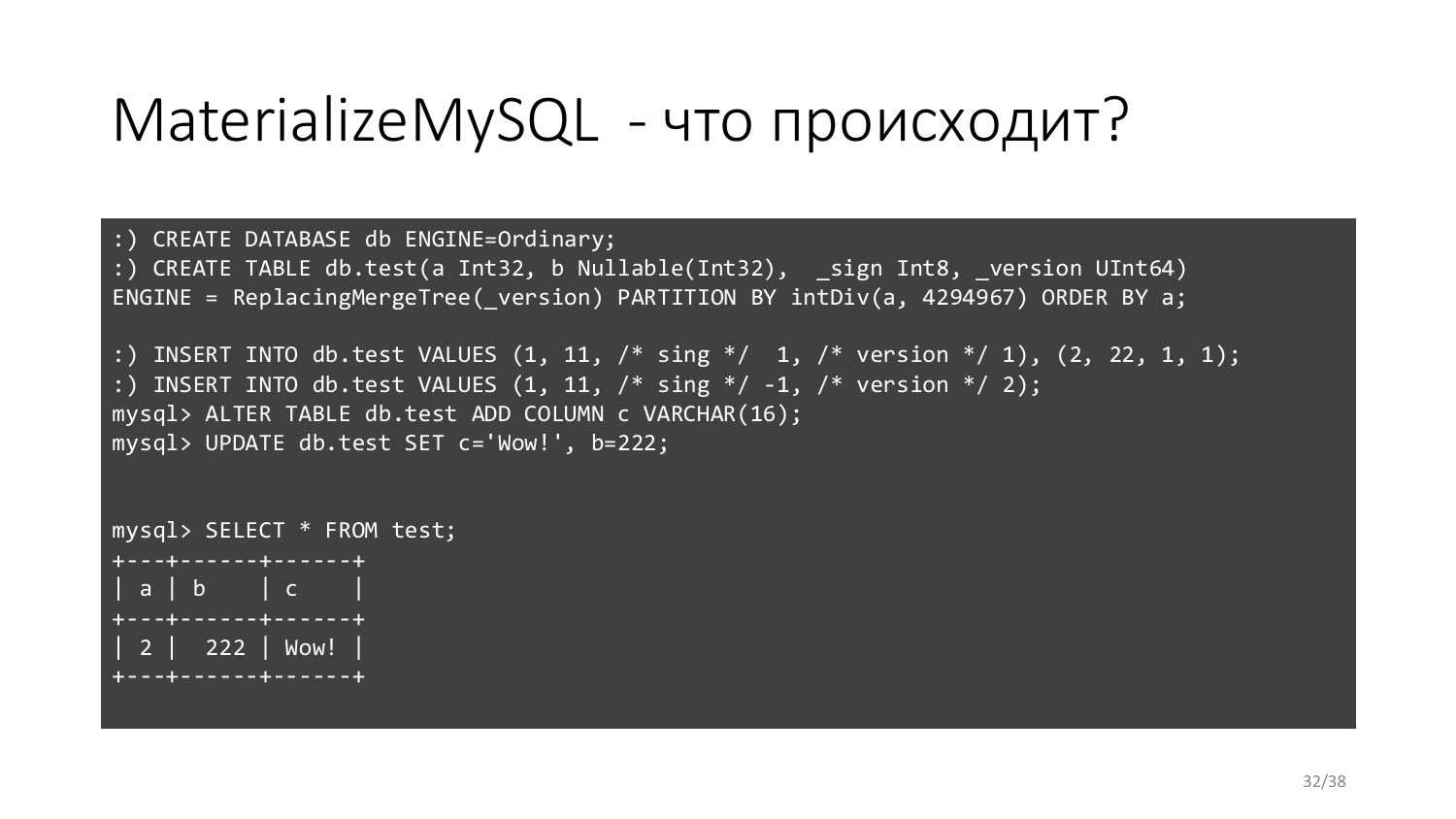# MaterializeMySQL - что происходит?

```
:) CREATE DATABASE db ENGINE=Ordinary;
:) CREATE TABLE db.test(a Int32, b Nullable(Int32),  _sign Int8, _version UInt64)
ENGINE = ReplacingMergeTree(_version) PARTITION BY intDiv(a, 4294967) ORDER BY a;

:) INSERT INTO db.test VALUES (1, 11, /* sing */  1, /* version */ 1), (2, 22, 1, 1);
:) INSERT INTO db.test VALUES (1, 11, /* sing */ -1, /* version */ 2);
mysql> ALTER TABLE db.test ADD COLUMN c VARCHAR(16);
mysql> UPDATE db.test SET c='Wow!', b=222;


mysql> SELECT * FROM test;
+---+------+------+
| a | b    | c    |
+---+------+------+
| 2 |  222 | Wow! |
+---+------+------+
```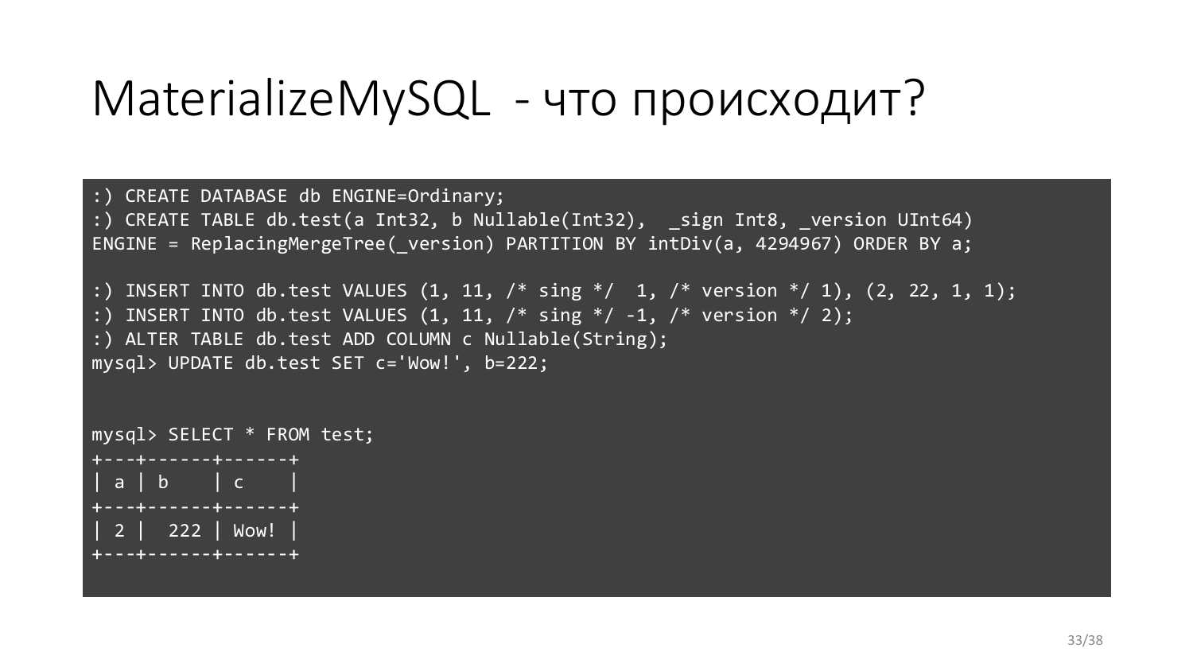# MaterializeMySQL - что происходит?

```
:) CREATE DATABASE db ENGINE=Ordinary;
:) CREATE TABLE db.test(a Int32, b Nullable(Int32),  _sign Int8, _version UInt64)
ENGINE = ReplacingMergeTree(_version) PARTITION BY intDiv(a, 4294967) ORDER BY a;

:) INSERT INTO db.test VALUES (1, 11, /* sing */  1, /* version */ 1), (2, 22, 1, 1);
:) INSERT INTO db.test VALUES (1, 11, /* sing */ -1, /* version */ 2);
:) ALTER TABLE db.test ADD COLUMN c Nullable(String);
mysql> UPDATE db.test SET c='Wow!', b=222;


mysql> SELECT * FROM test;
+---+------+------+
| a | b    | c    |
+---+------+------+
| 2 |  222 | Wow! |
+---+------+------+
```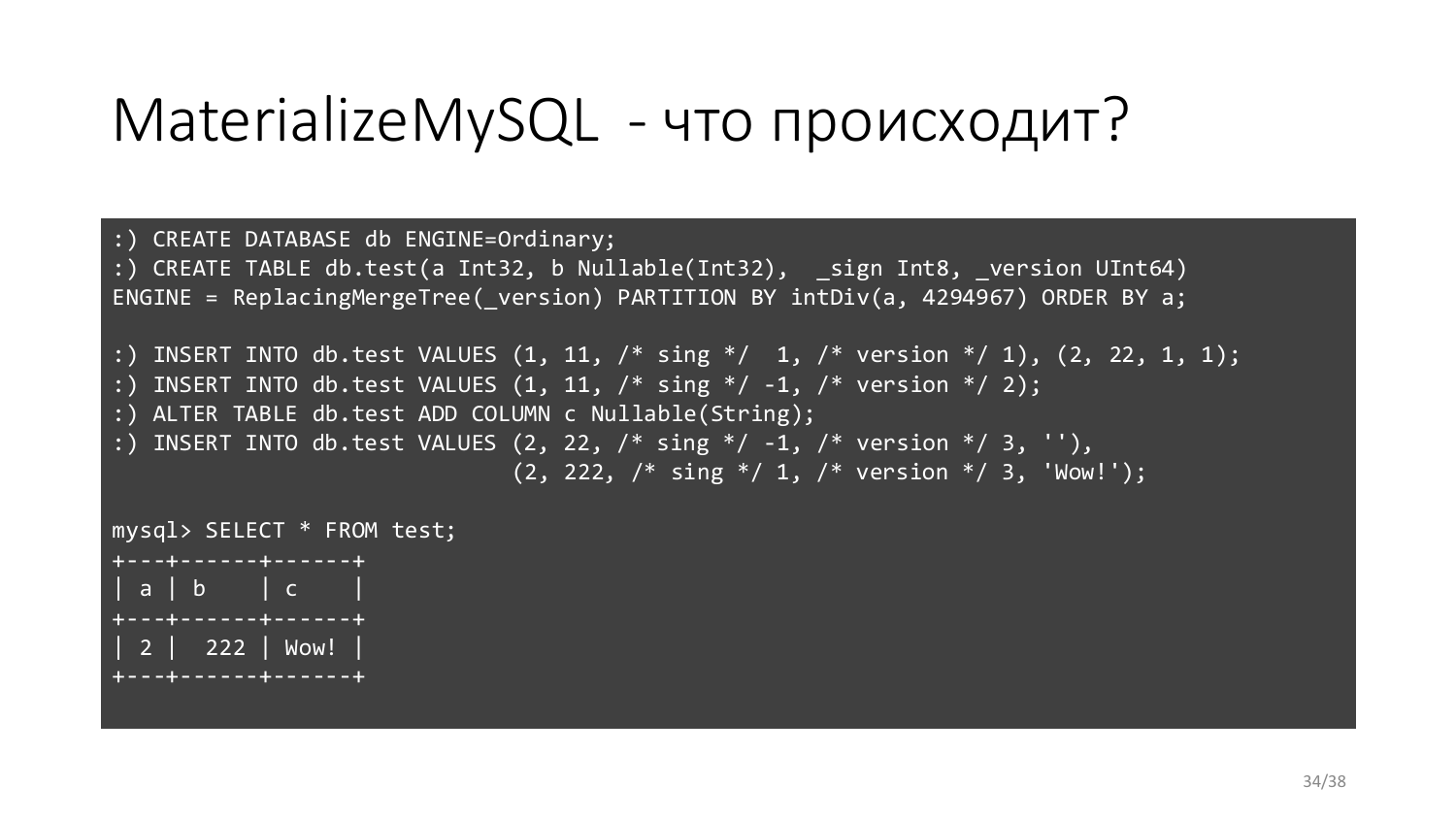# MaterializeMySQL - что происходит?

```
:) CREATE DATABASE db ENGINE=Ordinary;
:) CREATE TABLE db.test(a Int32, b Nullable(Int32),  _sign Int8, _version UInt64)
ENGINE = ReplacingMergeTree(_version) PARTITION BY intDiv(a, 4294967) ORDER BY a;

:) INSERT INTO db.test VALUES (1, 11, /* sing */  1, /* version */ 1), (2, 22, 1, 1);
:) INSERT INTO db.test VALUES (1, 11, /* sing */ -1, /* version */ 2);
:) ALTER TABLE db.test ADD COLUMN c Nullable(String);
:) INSERT INTO db.test VALUES (2, 22, /* sing */ -1, /* version */ 3, ''),
                              (2, 222, /* sing */ 1, /* version */ 3, 'Wow!');

mysql> SELECT * FROM test;
+---+------+------+
| a | b    | c    |
+---+------+------+
| 2 |  222 | Wow! |
+---+------+------+
```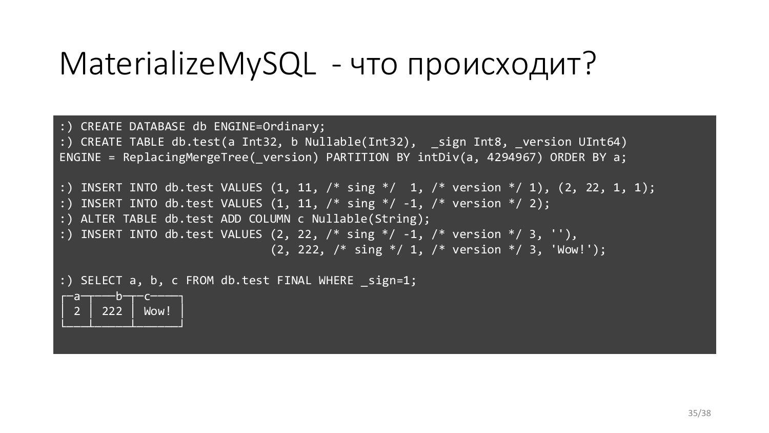# MaterializeMySQL - что происходит?

```
:) CREATE DATABASE db ENGINE=Ordinary;
:) CREATE TABLE db.test(a Int32, b Nullable(Int32),  _sign Int8, _version UInt64)
ENGINE = ReplacingMergeTree(_version) PARTITION BY intDiv(a, 4294967) ORDER BY a;

:) INSERT INTO db.test VALUES (1, 11, /* sing */  1, /* version */ 1), (2, 22, 1, 1);
:) INSERT INTO db.test VALUES (1, 11, /* sing */ -1, /* version */ 2);
:) ALTER TABLE db.test ADD COLUMN c Nullable(String);
:) INSERT INTO db.test VALUES (2, 22, /* sing */ -1, /* version */ 3, ''),
                              (2, 222, /* sing */ 1, /* version */ 3, 'Wow!');

:) SELECT a, b, c FROM db.test FINAL WHERE _sign=1;
┌─a─┬───b─┬─c────┐
│ 2 │ 222 │ Wow! │
└───┴─────┴──────┘
```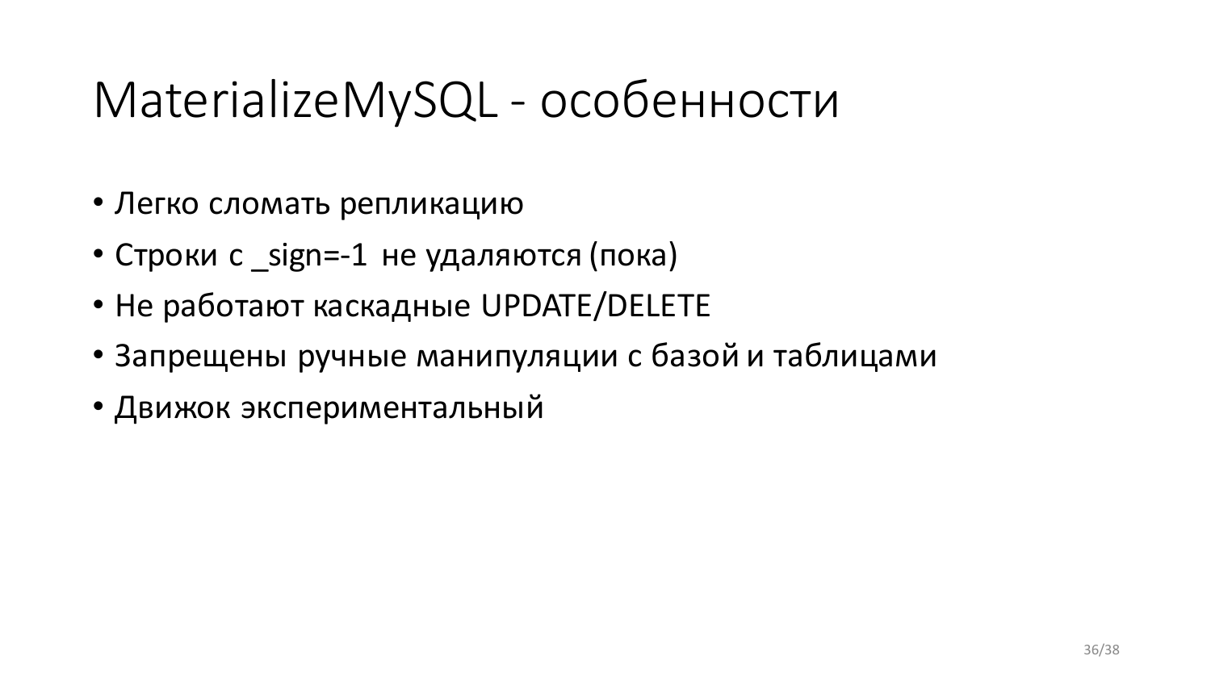# MaterializeMySQL - особенности

- Легко сломать репликацию
- Строки с _sign=-1 не удаляются (пока)
- Не работают каскадные UPDATE/DELETE
- Запрещены ручные манипуляции с базой и таблицами
- Движок экспериментальный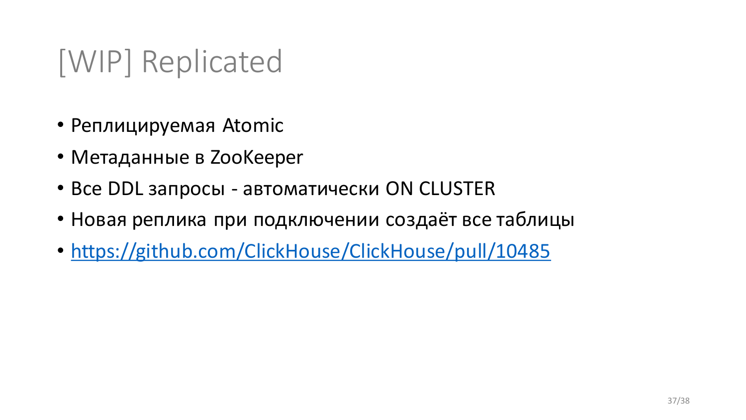# [WIP] Replicated

- Реплицируемая Atomic
- Метаданные в ZooKeeper
- Все DDL запросы - автоматически ON CLUSTER
- Новая реплика при подключении создаёт все таблицы
- https://github.com/ClickHouse/ClickHouse/pull/10485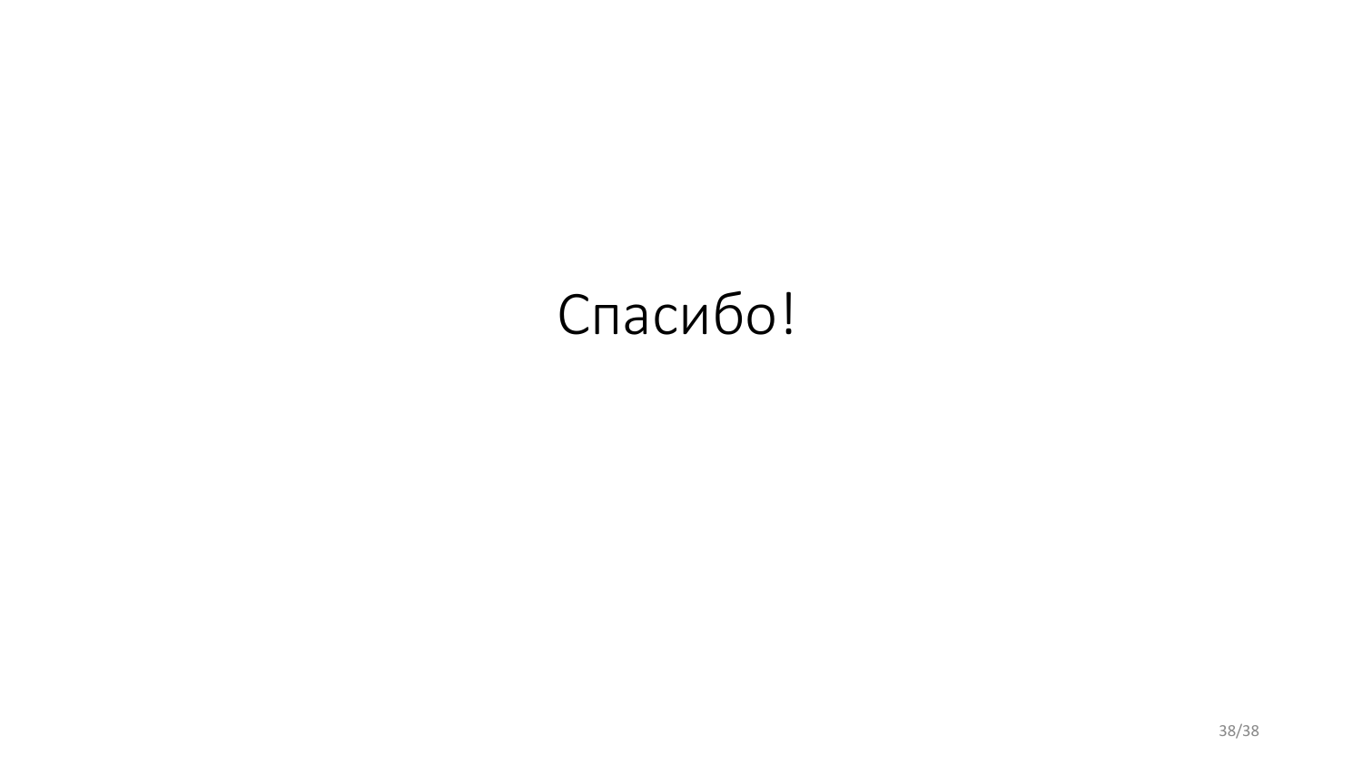Спасибо!